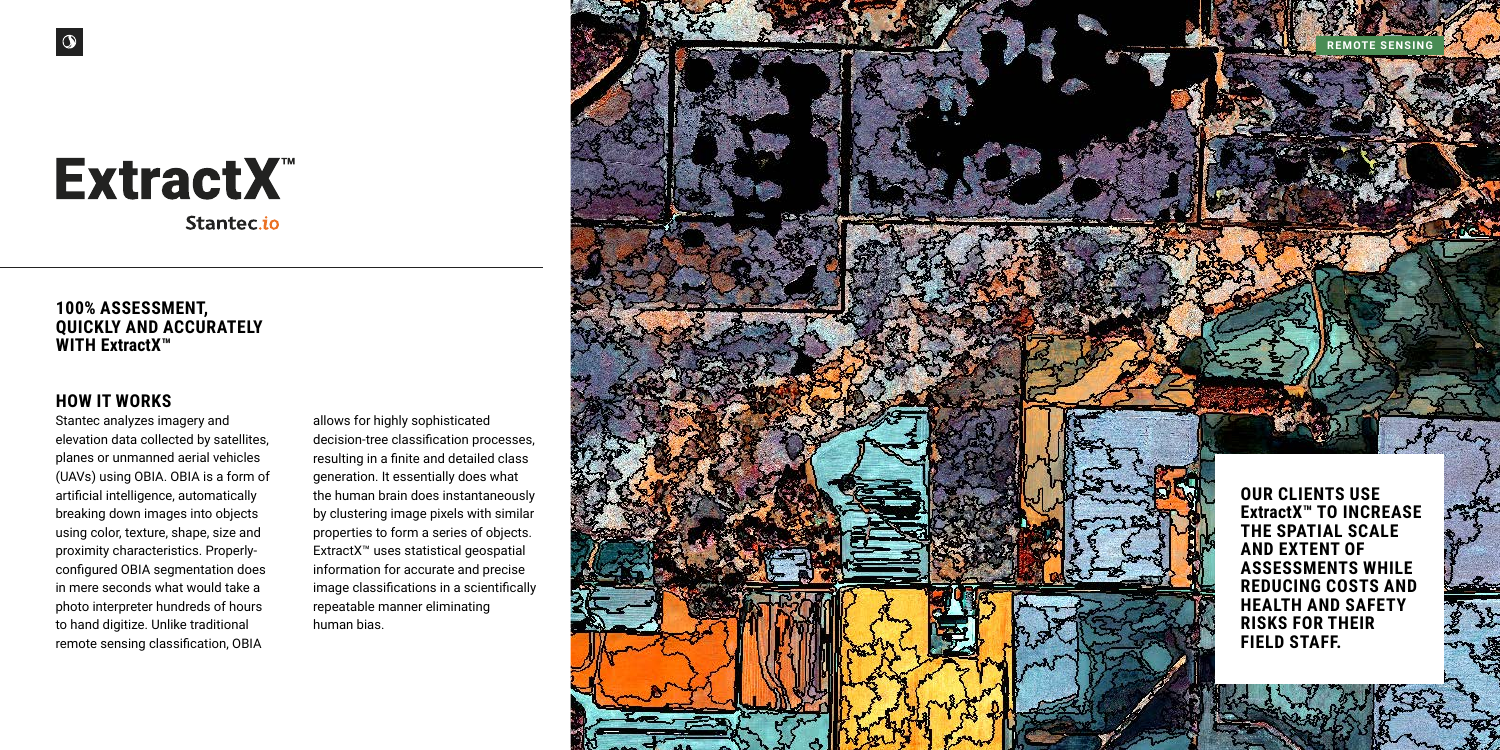# ExtractX™

Stantec.io

REMOTE SENSING

## 100% ASSESSMENT, QUICKLY AND ACCURATELY WITH ExtractX™

### HOW IT WORKS

Stantec analyzes imagery and elevation data collected by satellites, planes or unmanned aerial vehicles (UAVs) using OBIA. OBIA is a form of artificial intelligence, automatically breaking down images into objects using color, texture, shape, size and proximity characteristics. Properly-configured OBIA segmentation does in mere seconds what would take a photo interpreter hundreds of hours to hand digitize. Unlike traditional remote sensing classification, OBIA allows for highly sophisticated decision-tree classification processes, resulting in a finite and detailed class generation. It essentially does what the human brain does instantaneously by clustering image pixels with similar properties to form a series of objects. ExtractX™ uses statistical geospatial information for accurate and precise image classifications in a scientifically repeatable manner eliminating human bias.

**OUR CLIENTS USE ExtractX™ TO INCREASE THE SPATIAL SCALE AND EXTENT OF ASSESSMENTS WHILE REDUCING COSTS AND HEALTH AND SAFETY RISKS FOR THEIR FIELD STAFF.**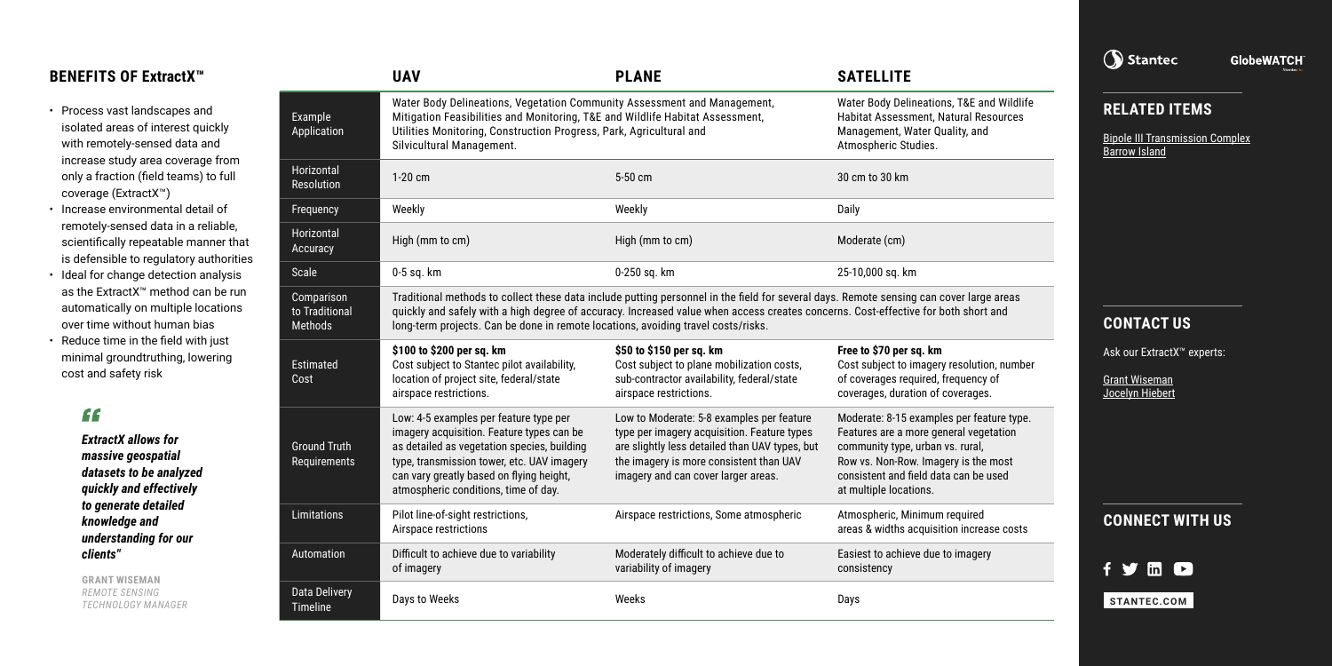## BENEFITS OF ExtractX™

- Process vast landscapes and isolated areas of interest quickly with remotely-sensed data and increase study area coverage from only a fraction (field teams) to full coverage (ExtractX™)
- Increase environmental detail of remotely-sensed data in a reliable, scientifically repeatable manner that is defensible to regulatory authorities
- Ideal for change detection analysis as the ExtractX™ method can be run automatically on multiple locations over time without human bias
- Reduce time in the field with just minimal groundtruthing, lowering cost and safety risk

> ***ExtractX allows for massive geospatial datasets to be analyzed quickly and effectively to generate detailed knowledge and understanding for our clients"***
>
> **GRANT WISEMAN**
> *REMOTE SENSING TECHNOLOGY MANAGER*

| | UAV | PLANE | SATELLITE |
|---|---|---|---|
| Example Application | Water Body Delineations, Vegetation Community Assessment and Management, Mitigation Feasibilities and Monitoring, T&E and Wildlife Habitat Assessment, Utilities Monitoring, Construction Progress, Park, Agricultural and Silvicultural Management. | | Water Body Delineations, T&E and Wildlife Habitat Assessment, Natural Resources Management, Water Quality, and Atmospheric Studies. |
| Horizontal Resolution | 1-20 cm | 5-50 cm | 30 cm to 30 km |
| Frequency | Weekly | Weekly | Daily |
| Horizontal Accuracy | High (mm to cm) | High (mm to cm) | Moderate (cm) |
| Scale | 0-5 sq. km | 0-250 sq. km | 25-10,000 sq. km |
| Comparison to Traditional Methods | Traditional methods to collect these data include putting personnel in the field for several days. Remote sensing can cover large areas quickly and safely with a high degree of accuracy. Increased value when access creates concerns. Cost-effective for both short and long-term projects. Can be done in remote locations, avoiding travel costs/risks. | | |
| Estimated Cost | **$100 to $200 per sq. km** Cost subject to Stantec pilot availability, location of project site, federal/state airspace restrictions. | **$50 to $150 per sq. km** Cost subject to plane mobilization costs, sub-contractor availability, federal/state airspace restrictions. | **Free to $70 per sq. km** Cost subject to imagery resolution, number of coverages required, frequency of coverages, duration of coverages. |
| Ground Truth Requirements | Low: 4-5 examples per feature type per imagery acquisition. Feature types can be as detailed as vegetation species, building type, transmission tower, etc. UAV imagery can vary greatly based on flying height, atmospheric conditions, time of day. | Low to Moderate: 5-8 examples per feature type per imagery acquisition. Feature types are slightly less detailed than UAV types, but the imagery is more consistent than UAV imagery and can cover larger areas. | Moderate: 8-15 examples per feature type. Features are a more general vegetation community type, urban vs. rural, Row vs. Non-Row. Imagery is the most consistent and field data can be used at multiple locations. |
| Limitations | Pilot line-of-sight restrictions, Airspace restrictions | Airspace restrictions, Some atmospheric | Atmospheric, Minimum required areas & widths acquisition increase costs |
| Automation | Difficult to achieve due to variability of imagery | Moderately difficult to achieve due to variability of imagery | Easiest to achieve due to imagery consistency |
| Data Delivery Timeline | Days to Weeks | Weeks | Days |

Stantec GlobeWATCH™

## RELATED ITEMS

Bipole III Transmission Complex
Barrow Island

## CONTACT US

Ask our ExtractX™ experts:

Grant Wiseman
Jocelyn Hiebert

## CONNECT WITH US

STANTEC.COM